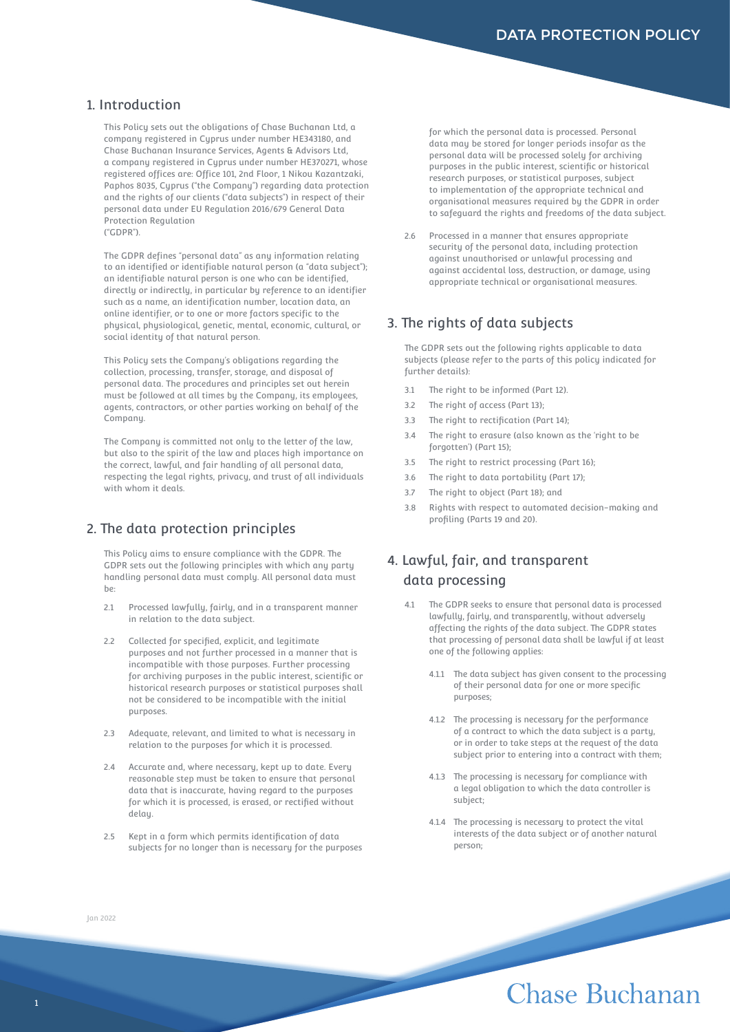## 1. Introduction

This Policy sets out the obligations of Chase Buchanan Ltd, a company registered in Cyprus under number HE343180, and Chase Buchanan Insurance Services, Agents & Advisors Ltd, a company registered in Cyprus under number HE370271, whose registered offices are: Office 101, 2nd Floor, 1 Nikou Kazantzaki, Paphos 8035, Cyprus ("the Company") regarding data protection and the rights of our clients ("data subjects") in respect of their personal data under EU Regulation 2016/679 General Data Protection Regulation ("GDPR").

The GDPR defines "personal data" as any information relating to an identified or identifiable natural person (a "data subject"); an identifiable natural person is one who can be identified, directly or indirectly, in particular by reference to an identifier such as a name, an identification number, location data, an online identifier, or to one or more factors specific to the physical, physiological, genetic, mental, economic, cultural, or social identity of that natural person.

This Policy sets the Company's obligations regarding the collection, processing, transfer, storage, and disposal of personal data. The procedures and principles set out herein must be followed at all times by the Company, its employees, agents, contractors, or other parties working on behalf of the Company.

The Company is committed not only to the letter of the law, but also to the spirit of the law and places high importance on the correct, lawful, and fair handling of all personal data, respecting the legal rights, privacy, and trust of all individuals with whom it deals.

## 2. The data protection principles

This Policy aims to ensure compliance with the GDPR. The GDPR sets out the following principles with which any party handling personal data must comply. All personal data must be:

2.1 Processed lawfully, fairly, and in a transparent manner in relation to the data subject.

2.2 Collected for specified, explicit, and legitimate purposes and not further processed in a manner that is incompatible with those purposes. Further processing for archiving purposes in the public interest, scientific or historical research purposes or statistical purposes shall not be considered to be incompatible with the initial purposes.

2.3 Adequate, relevant, and limited to what is necessary in relation to the purposes for which it is processed.

2.4 Accurate and, where necessary, kept up to date. Every reasonable step must be taken to ensure that personal data that is inaccurate, having regard to the purposes for which it is processed, is erased, or rectified without delay.

2.5 Kept in a form which permits identification of data subjects for no longer than is necessary for the purposes for which the personal data is processed. Personal data may be stored for longer periods insofar as the personal data will be processed solely for archiving purposes in the public interest, scientific or historical research purposes, or statistical purposes, subject to implementation of the appropriate technical and organisational measures required by the GDPR in order to safeguard the rights and freedoms of the data subject.

2.6 Processed in a manner that ensures appropriate security of the personal data, including protection against unauthorised or unlawful processing and against accidental loss, destruction, or damage, using appropriate technical or organisational measures.

## 3. The rights of data subjects

The GDPR sets out the following rights applicable to data subjects (please refer to the parts of this policy indicated for further details):

3.1 The right to be informed (Part 12).

3.2 The right of access (Part 13);

3.3 The right to rectification (Part 14);

3.4 The right to erasure (also known as the 'right to be forgotten') (Part 15);

3.5 The right to restrict processing (Part 16);

3.6 The right to data portability (Part 17);

3.7 The right to object (Part 18); and

3.8 Rights with respect to automated decision-making and profiling (Parts 19 and 20).

## 4. Lawful, fair, and transparent data processing

4.1 The GDPR seeks to ensure that personal data is processed lawfully, fairly, and transparently, without adversely affecting the rights of the data subject. The GDPR states that processing of personal data shall be lawful if at least one of the following applies:

4.1.1 The data subject has given consent to the processing of their personal data for one or more specific purposes;

4.1.2 The processing is necessary for the performance of a contract to which the data subject is a party, or in order to take steps at the request of the data subject prior to entering into a contract with them;

4.1.3 The processing is necessary for compliance with a legal obligation to which the data controller is subject;

4.1.4 The processing is necessary to protect the vital interests of the data subject or of another natural person;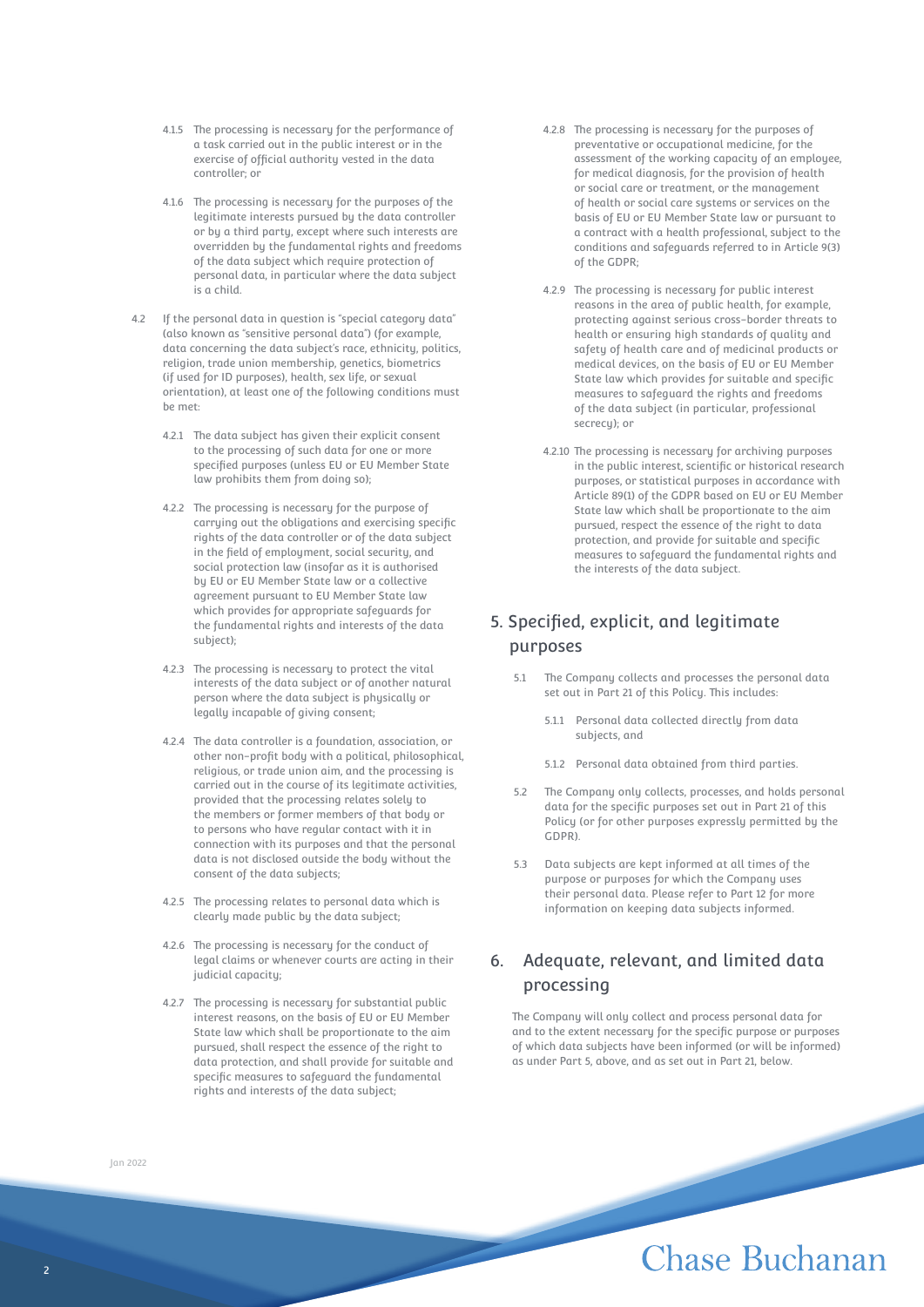4.1.5 The processing is necessary for the performance of a task carried out in the public interest or in the exercise of official authority vested in the data controller; or

4.1.6 The processing is necessary for the purposes of the legitimate interests pursued by the data controller or by a third party, except where such interests are overridden by the fundamental rights and freedoms of the data subject which require protection of personal data, in particular where the data subject is a child.

4.2 If the personal data in question is "special category data" (also known as "sensitive personal data") (for example, data concerning the data subject's race, ethnicity, politics, religion, trade union membership, genetics, biometrics (if used for ID purposes), health, sex life, or sexual orientation), at least one of the following conditions must be met:

4.2.1 The data subject has given their explicit consent to the processing of such data for one or more specified purposes (unless EU or EU Member State law prohibits them from doing so);

4.2.2 The processing is necessary for the purpose of carrying out the obligations and exercising specific rights of the data controller or of the data subject in the field of employment, social security, and social protection law (insofar as it is authorised by EU or EU Member State law or a collective agreement pursuant to EU Member State law which provides for appropriate safeguards for the fundamental rights and interests of the data subject);

4.2.3 The processing is necessary to protect the vital interests of the data subject or of another natural person where the data subject is physically or legally incapable of giving consent;

4.2.4 The data controller is a foundation, association, or other non-profit body with a political, philosophical, religious, or trade union aim, and the processing is carried out in the course of its legitimate activities, provided that the processing relates solely to the members or former members of that body or to persons who have regular contact with it in connection with its purposes and that the personal data is not disclosed outside the body without the consent of the data subjects;

4.2.5 The processing relates to personal data which is clearly made public by the data subject;

4.2.6 The processing is necessary for the conduct of legal claims or whenever courts are acting in their judicial capacity;

4.2.7 The processing is necessary for substantial public interest reasons, on the basis of EU or EU Member State law which shall be proportionate to the aim pursued, shall respect the essence of the right to data protection, and shall provide for suitable and specific measures to safeguard the fundamental rights and interests of the data subject;

4.2.8 The processing is necessary for the purposes of preventative or occupational medicine, for the assessment of the working capacity of an employee, for medical diagnosis, for the provision of health or social care or treatment, or the management of health or social care systems or services on the basis of EU or EU Member State law or pursuant to a contract with a health professional, subject to the conditions and safeguards referred to in Article 9(3) of the GDPR;

4.2.9 The processing is necessary for public interest reasons in the area of public health, for example, protecting against serious cross-border threats to health or ensuring high standards of quality and safety of health care and of medicinal products or medical devices, on the basis of EU or EU Member State law which provides for suitable and specific measures to safeguard the rights and freedoms of the data subject (in particular, professional secrecy); or

4.2.10 The processing is necessary for archiving purposes in the public interest, scientific or historical research purposes, or statistical purposes in accordance with Article 89(1) of the GDPR based on EU or EU Member State law which shall be proportionate to the aim pursued, respect the essence of the right to data protection, and provide for suitable and specific measures to safeguard the fundamental rights and the interests of the data subject.

## 5. Specified, explicit, and legitimate purposes

5.1 The Company collects and processes the personal data set out in Part 21 of this Policy. This includes:

5.1.1 Personal data collected directly from data subjects, and

5.1.2 Personal data obtained from third parties.

5.2 The Company only collects, processes, and holds personal data for the specific purposes set out in Part 21 of this Policy (or for other purposes expressly permitted by the GDPR).

5.3 Data subjects are kept informed at all times of the purpose or purposes for which the Company uses their personal data. Please refer to Part 12 for more information on keeping data subjects informed.

## 6. Adequate, relevant, and limited data processing

The Company will only collect and process personal data for and to the extent necessary for the specific purpose or purposes of which data subjects have been informed (or will be informed) as under Part 5, above, and as set out in Part 21, below.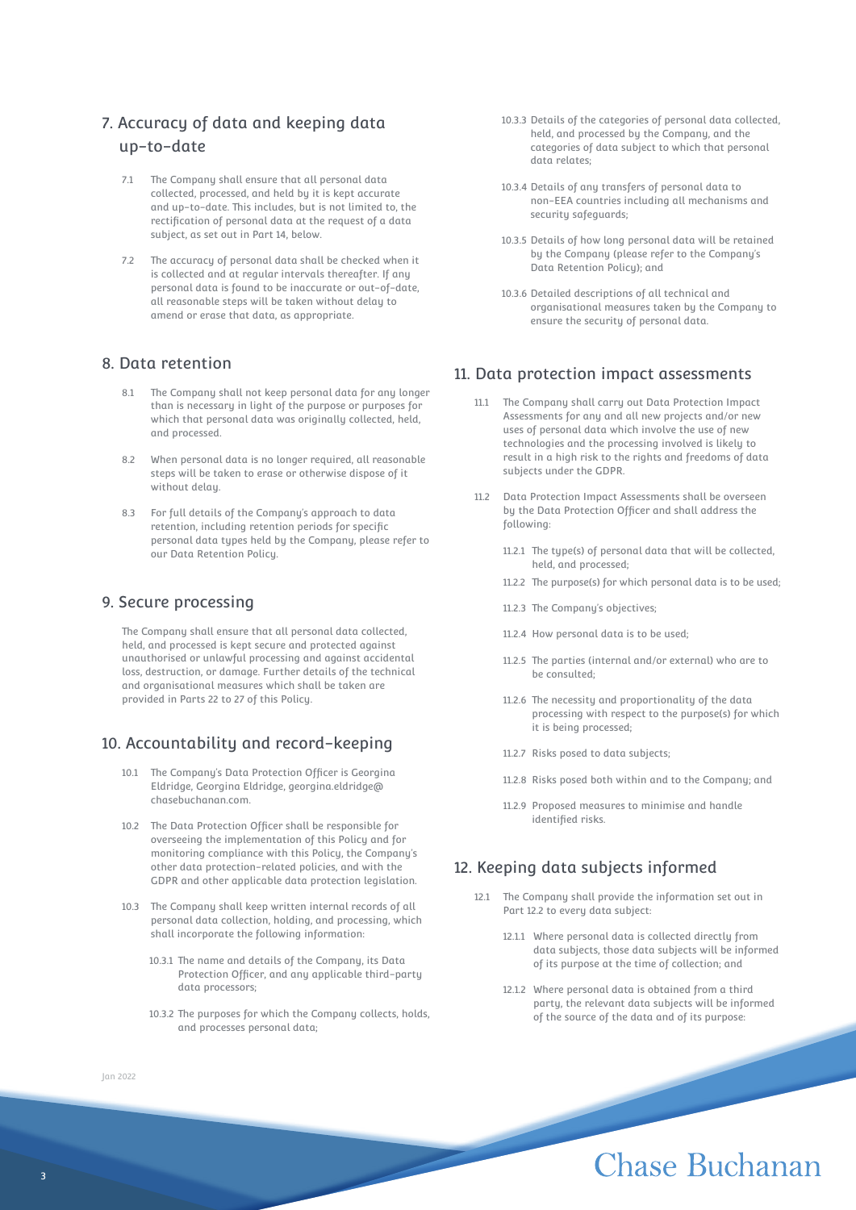## 7. Accuracy of data and keeping data up-to-date

7.1 The Company shall ensure that all personal data collected, processed, and held by it is kept accurate and up-to-date. This includes, but is not limited to, the rectification of personal data at the request of a data subject, as set out in Part 14, below.

7.2 The accuracy of personal data shall be checked when it is collected and at regular intervals thereafter. If any personal data is found to be inaccurate or out-of-date, all reasonable steps will be taken without delay to amend or erase that data, as appropriate.

## 8. Data retention

8.1 The Company shall not keep personal data for any longer than is necessary in light of the purpose or purposes for which that personal data was originally collected, held, and processed.

8.2 When personal data is no longer required, all reasonable steps will be taken to erase or otherwise dispose of it without delay.

8.3 For full details of the Company's approach to data retention, including retention periods for specific personal data types held by the Company, please refer to our Data Retention Policy.

## 9. Secure processing

The Company shall ensure that all personal data collected, held, and processed is kept secure and protected against unauthorised or unlawful processing and against accidental loss, destruction, or damage. Further details of the technical and organisational measures which shall be taken are provided in Parts 22 to 27 of this Policy.

## 10. Accountability and record-keeping

10.1 The Company's Data Protection Officer is Georgina Eldridge, Georgina Eldridge, georgina.eldridge@chasebuchanan.com.

10.2 The Data Protection Officer shall be responsible for overseeing the implementation of this Policy and for monitoring compliance with this Policy, the Company's other data protection-related policies, and with the GDPR and other applicable data protection legislation.

10.3 The Company shall keep written internal records of all personal data collection, holding, and processing, which shall incorporate the following information:

10.3.1 The name and details of the Company, its Data Protection Officer, and any applicable third-party data processors;

10.3.2 The purposes for which the Company collects, holds, and processes personal data;

10.3.3 Details of the categories of personal data collected, held, and processed by the Company, and the categories of data subject to which that personal data relates;

10.3.4 Details of any transfers of personal data to non-EEA countries including all mechanisms and security safeguards;

10.3.5 Details of how long personal data will be retained by the Company (please refer to the Company's Data Retention Policy); and

10.3.6 Detailed descriptions of all technical and organisational measures taken by the Company to ensure the security of personal data.

## 11. Data protection impact assessments

11.1 The Company shall carry out Data Protection Impact Assessments for any and all new projects and/or new uses of personal data which involve the use of new technologies and the processing involved is likely to result in a high risk to the rights and freedoms of data subjects under the GDPR.

11.2 Data Protection Impact Assessments shall be overseen by the Data Protection Officer and shall address the following:

11.2.1 The type(s) of personal data that will be collected, held, and processed;

11.2.2 The purpose(s) for which personal data is to be used;

11.2.3 The Company's objectives;

11.2.4 How personal data is to be used;

11.2.5 The parties (internal and/or external) who are to be consulted;

11.2.6 The necessity and proportionality of the data processing with respect to the purpose(s) for which it is being processed;

11.2.7 Risks posed to data subjects;

11.2.8 Risks posed both within and to the Company; and

11.2.9 Proposed measures to minimise and handle identified risks.

## 12. Keeping data subjects informed

12.1 The Company shall provide the information set out in Part 12.2 to every data subject:

12.1.1 Where personal data is collected directly from data subjects, those data subjects will be informed of its purpose at the time of collection; and

12.1.2 Where personal data is obtained from a third party, the relevant data subjects will be informed of the source of the data and of its purpose:

Jan 2022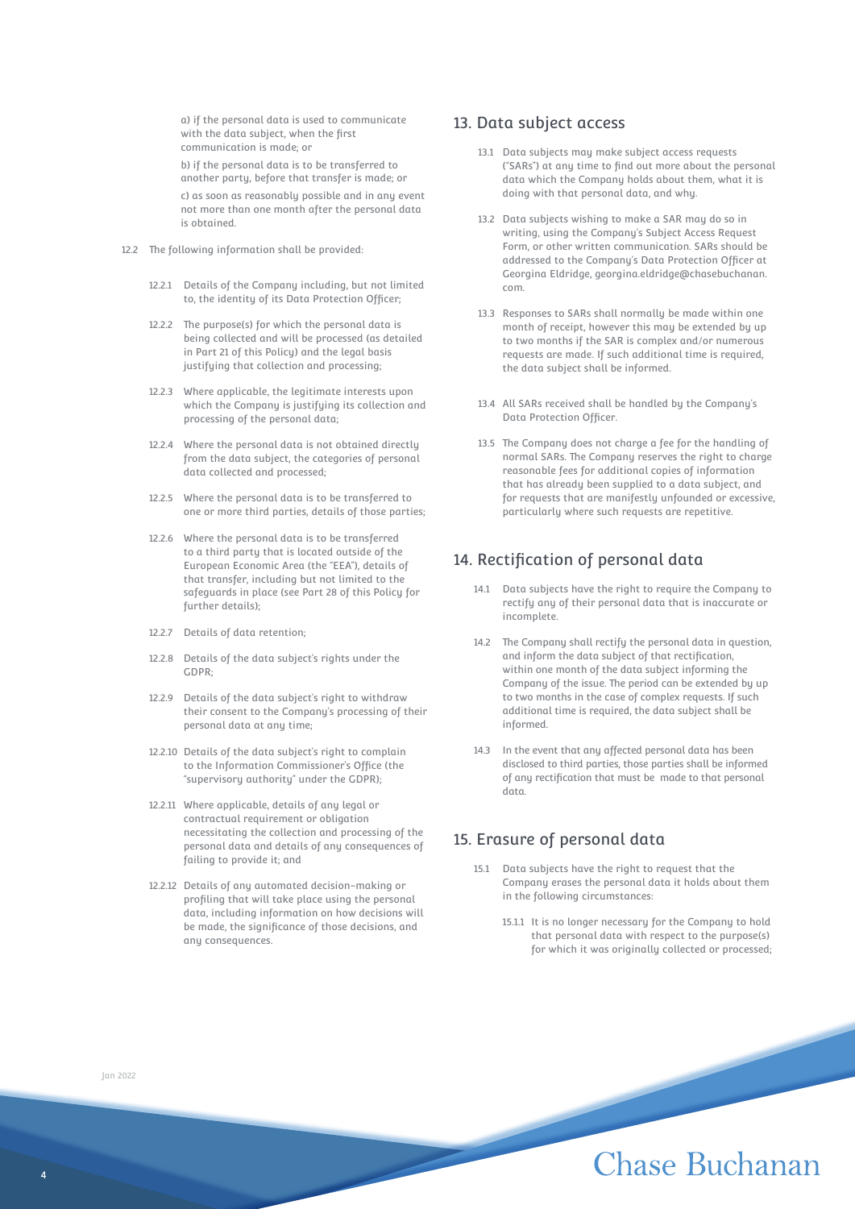a) if the personal data is used to communicate with the data subject, when the first communication is made; or

b) if the personal data is to be transferred to another party, before that transfer is made; or

c) as soon as reasonably possible and in any event not more than one month after the personal data is obtained.

12.2 The following information shall be provided:

12.2.1 Details of the Company including, but not limited to, the identity of its Data Protection Officer;

12.2.2 The purpose(s) for which the personal data is being collected and will be processed (as detailed in Part 21 of this Policy) and the legal basis justifying that collection and processing;

12.2.3 Where applicable, the legitimate interests upon which the Company is justifying its collection and processing of the personal data;

12.2.4 Where the personal data is not obtained directly from the data subject, the categories of personal data collected and processed;

12.2.5 Where the personal data is to be transferred to one or more third parties, details of those parties;

12.2.6 Where the personal data is to be transferred to a third party that is located outside of the European Economic Area (the "EEA"), details of that transfer, including but not limited to the safeguards in place (see Part 28 of this Policy for further details);

12.2.7 Details of data retention;

12.2.8 Details of the data subject's rights under the GDPR;

12.2.9 Details of the data subject's right to withdraw their consent to the Company's processing of their personal data at any time;

12.2.10 Details of the data subject's right to complain to the Information Commissioner's Office (the "supervisory authority" under the GDPR);

12.2.11 Where applicable, details of any legal or contractual requirement or obligation necessitating the collection and processing of the personal data and details of any consequences of failing to provide it; and

12.2.12 Details of any automated decision-making or profiling that will take place using the personal data, including information on how decisions will be made, the significance of those decisions, and any consequences.

## 13. Data subject access

13.1 Data subjects may make subject access requests ("SARs") at any time to find out more about the personal data which the Company holds about them, what it is doing with that personal data, and why.

13.2 Data subjects wishing to make a SAR may do so in writing, using the Company's Subject Access Request Form, or other written communication. SARs should be addressed to the Company's Data Protection Officer at Georgina Eldridge, georgina.eldridge@chasebuchanan.com.

13.3 Responses to SARs shall normally be made within one month of receipt, however this may be extended by up to two months if the SAR is complex and/or numerous requests are made. If such additional time is required, the data subject shall be informed.

13.4 All SARs received shall be handled by the Company's Data Protection Officer.

13.5 The Company does not charge a fee for the handling of normal SARs. The Company reserves the right to charge reasonable fees for additional copies of information that has already been supplied to a data subject, and for requests that are manifestly unfounded or excessive, particularly where such requests are repetitive.

## 14. Rectification of personal data

14.1 Data subjects have the right to require the Company to rectify any of their personal data that is inaccurate or incomplete.

14.2 The Company shall rectify the personal data in question, and inform the data subject of that rectification, within one month of the data subject informing the Company of the issue. The period can be extended by up to two months in the case of complex requests. If such additional time is required, the data subject shall be informed.

14.3 In the event that any affected personal data has been disclosed to third parties, those parties shall be informed of any rectification that must be made to that personal data.

## 15. Erasure of personal data

15.1 Data subjects have the right to request that the Company erases the personal data it holds about them in the following circumstances:

15.1.1 It is no longer necessary for the Company to hold that personal data with respect to the purpose(s) for which it was originally collected or processed;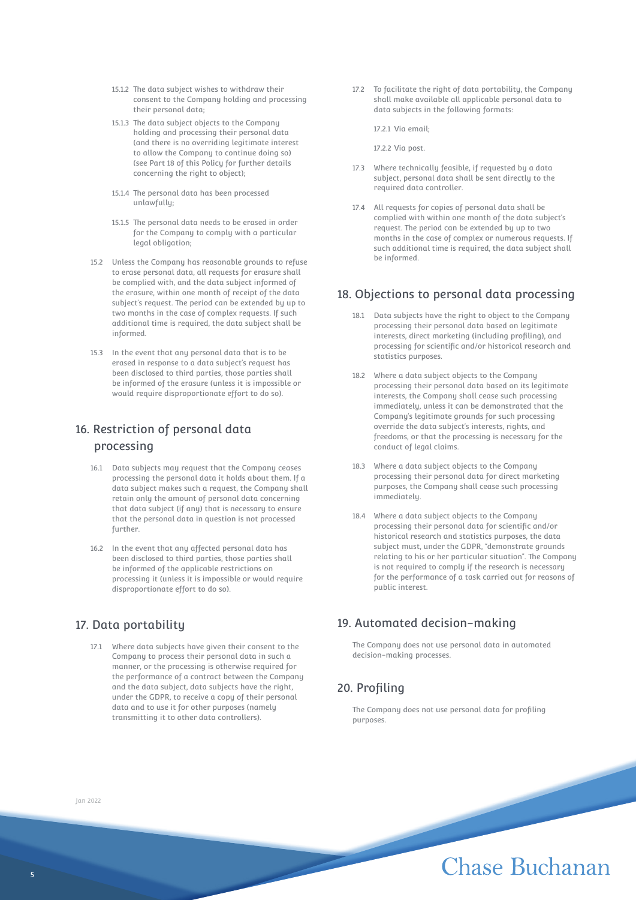15.1.2 The data subject wishes to withdraw their consent to the Company holding and processing their personal data;

15.1.3 The data subject objects to the Company holding and processing their personal data (and there is no overriding legitimate interest to allow the Company to continue doing so) (see Part 18 of this Policy for further details concerning the right to object);

15.1.4 The personal data has been processed unlawfully;

15.1.5 The personal data needs to be erased in order for the Company to comply with a particular legal obligation;

15.2 Unless the Company has reasonable grounds to refuse to erase personal data, all requests for erasure shall be complied with, and the data subject informed of the erasure, within one month of receipt of the data subject's request. The period can be extended by up to two months in the case of complex requests. If such additional time is required, the data subject shall be informed.

15.3 In the event that any personal data that is to be erased in response to a data subject's request has been disclosed to third parties, those parties shall be informed of the erasure (unless it is impossible or would require disproportionate effort to do so).

## 16. Restriction of personal data processing

16.1 Data subjects may request that the Company ceases processing the personal data it holds about them. If a data subject makes such a request, the Company shall retain only the amount of personal data concerning that data subject (if any) that is necessary to ensure that the personal data in question is not processed further.

16.2 In the event that any affected personal data has been disclosed to third parties, those parties shall be informed of the applicable restrictions on processing it (unless it is impossible or would require disproportionate effort to do so).

## 17. Data portability

17.1 Where data subjects have given their consent to the Company to process their personal data in such a manner, or the processing is otherwise required for the performance of a contract between the Company and the data subject, data subjects have the right, under the GDPR, to receive a copy of their personal data and to use it for other purposes (namely transmitting it to other data controllers).

17.2 To facilitate the right of data portability, the Company shall make available all applicable personal data to data subjects in the following formats:

17.2.1 Via email;

17.2.2 Via post.

17.3 Where technically feasible, if requested by a data subject, personal data shall be sent directly to the required data controller.

17.4 All requests for copies of personal data shall be complied with within one month of the data subject's request. The period can be extended by up to two months in the case of complex or numerous requests. If such additional time is required, the data subject shall be informed.

## 18. Objections to personal data processing

18.1 Data subjects have the right to object to the Company processing their personal data based on legitimate interests, direct marketing (including profiling), and processing for scientific and/or historical research and statistics purposes.

18.2 Where a data subject objects to the Company processing their personal data based on its legitimate interests, the Company shall cease such processing immediately, unless it can be demonstrated that the Company's legitimate grounds for such processing override the data subject's interests, rights, and freedoms, or that the processing is necessary for the conduct of legal claims.

18.3 Where a data subject objects to the Company processing their personal data for direct marketing purposes, the Company shall cease such processing immediately.

18.4 Where a data subject objects to the Company processing their personal data for scientific and/or historical research and statistics purposes, the data subject must, under the GDPR, "demonstrate grounds relating to his or her particular situation". The Company is not required to comply if the research is necessary for the performance of a task carried out for reasons of public interest.

## 19. Automated decision-making

The Company does not use personal data in automated decision-making processes.

## 20. Profiling

The Company does not use personal data for profiling purposes.

Jan 2022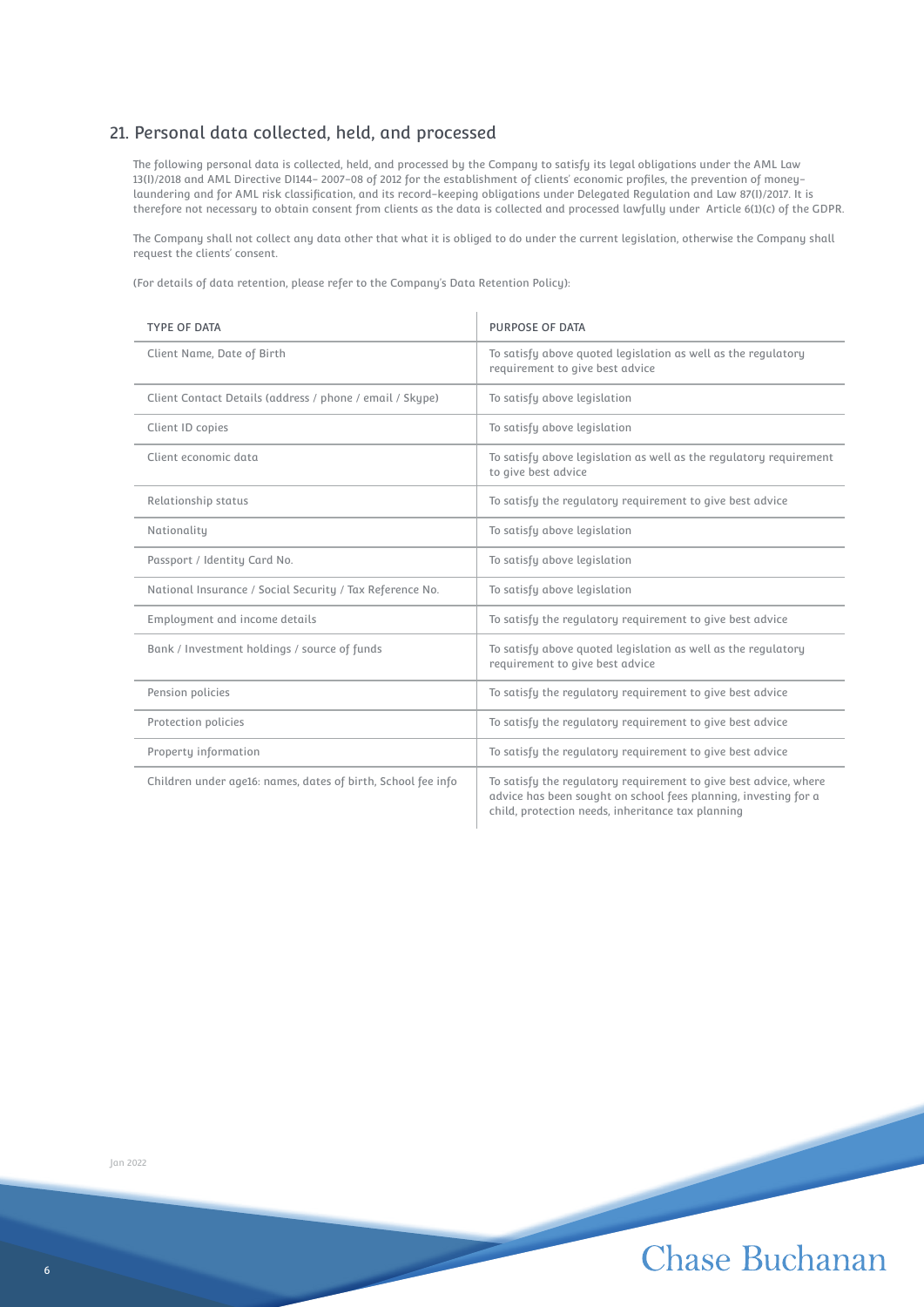## 21. Personal data collected, held, and processed

The following personal data is collected, held, and processed by the Company to satisfy its legal obligations under the AML Law 13(I)/2018 and AML Directive DI144- 2007-08 of 2012 for the establishment of clients' economic profiles, the prevention of money-laundering and for AML risk classification, and its record-keeping obligations under Delegated Regulation and Law 87(I)/2017. It is therefore not necessary to obtain consent from clients as the data is collected and processed lawfully under Article 6(1)(c) of the GDPR.

The Company shall not collect any data other that what it is obliged to do under the current legislation, otherwise the Company shall request the clients' consent.

(For details of data retention, please refer to the Company's Data Retention Policy):

| TYPE OF DATA | PURPOSE OF DATA |
|---|---|
| Client Name, Date of Birth | To satisfy above quoted legislation as well as the regulatory requirement to give best advice |
| Client Contact Details (address / phone / email / Skype) | To satisfy above legislation |
| Client ID copies | To satisfy above legislation |
| Client economic data | To satisfy above legislation as well as the regulatory requirement to give best advice |
| Relationship status | To satisfy the regulatory requirement to give best advice |
| Nationality | To satisfy above legislation |
| Passport / Identity Card No. | To satisfy above legislation |
| National Insurance / Social Security / Tax Reference No. | To satisfy above legislation |
| Employment and income details | To satisfy the regulatory requirement to give best advice |
| Bank / Investment holdings / source of funds | To satisfy above quoted legislation as well as the regulatory requirement to give best advice |
| Pension policies | To satisfy the regulatory requirement to give best advice |
| Protection policies | To satisfy the regulatory requirement to give best advice |
| Property information | To satisfy the regulatory requirement to give best advice |
| Children under age16: names, dates of birth, School fee info | To satisfy the regulatory requirement to give best advice, where advice has been sought on school fees planning, investing for a child, protection needs, inheritance tax planning |

Jan 2022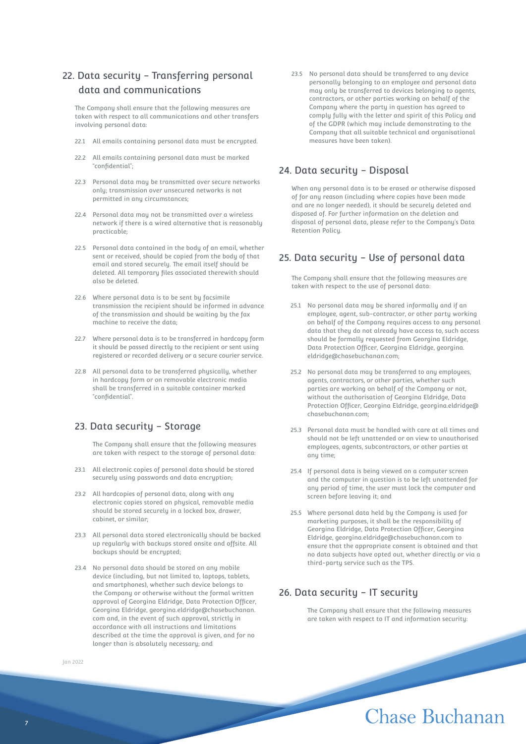## 22. Data security – Transferring personal data and communications

The Company shall ensure that the following measures are taken with respect to all communications and other transfers involving personal data:

22.1 All emails containing personal data must be encrypted.

22.2 All emails containing personal data must be marked "confidential";

22.3 Personal data may be transmitted over secure networks only; transmission over unsecured networks is not permitted in any circumstances;

22.4 Personal data may not be transmitted over a wireless network if there is a wired alternative that is reasonably practicable;

22.5 Personal data contained in the body of an email, whether sent or received, should be copied from the body of that email and stored securely. The email itself should be deleted. All temporary files associated therewith should also be deleted.

22.6 Where personal data is to be sent by facsimile transmission the recipient should be informed in advance of the transmission and should be waiting by the fax machine to receive the data;

22.7 Where personal data is to be transferred in hardcopy form it should be passed directly to the recipient or sent using registered or recorded delivery or a secure courier service.

22.8 All personal data to be transferred physically, whether in hardcopy form or on removable electronic media shall be transferred in a suitable container marked "confidential".

## 23. Data security – Storage

The Company shall ensure that the following measures are taken with respect to the storage of personal data:

23.1 All electronic copies of personal data should be stored securely using passwords and data encryption;

23.2 All hardcopies of personal data, along with any electronic copies stored on physical, removable media should be stored securely in a locked box, drawer, cabinet, or similar;

23.3 All personal data stored electronically should be backed up regularly with backups stored onsite and offsite. All backups should be encrypted;

23.4 No personal data should be stored on any mobile device (including, but not limited to, laptops, tablets, and smartphones), whether such device belongs to the Company or otherwise without the formal written approval of Georgina Eldridge, Data Protection Officer, Georgina Eldridge, georgina.eldridge@chasebuchanan.com and, in the event of such approval, strictly in accordance with all instructions and limitations described at the time the approval is given, and for no longer than is absolutely necessary; and

23.5 No personal data should be transferred to any device personally belonging to an employee and personal data may only be transferred to devices belonging to agents, contractors, or other parties working on behalf of the Company where the party in question has agreed to comply fully with the letter and spirit of this Policy and of the GDPR (which may include demonstrating to the Company that all suitable technical and organisational measures have been taken).

## 24. Data security – Disposal

When any personal data is to be erased or otherwise disposed of for any reason (including where copies have been made and are no longer needed), it should be securely deleted and disposed of. For further information on the deletion and disposal of personal data, please refer to the Company's Data Retention Policy.

## 25. Data security – Use of personal data

The Company shall ensure that the following measures are taken with respect to the use of personal data:

25.1 No personal data may be shared informally and if an employee, agent, sub-contractor, or other party working on behalf of the Company requires access to any personal data that they do not already have access to, such access should be formally requested from Georgina Eldridge, Data Protection Officer, Georgina Eldridge, georgina.eldridge@chasebuchanan.com;

25.2 No personal data may be transferred to any employees, agents, contractors, or other parties, whether such parties are working on behalf of the Company or not, without the authorisation of Georgina Eldridge, Data Protection Officer, Georgina Eldridge, georgina.eldridge@chasebuchanan.com;

25.3 Personal data must be handled with care at all times and should not be left unattended or on view to unauthorised employees, agents, subcontractors, or other parties at any time;

25.4 If personal data is being viewed on a computer screen and the computer in question is to be left unattended for any period of time, the user must lock the computer and screen before leaving it; and

25.5 Where personal data held by the Company is used for marketing purposes, it shall be the responsibility of Georgina Eldridge, Data Protection Officer, Georgina Eldridge, georgina.eldridge@chasebuchanan.com to ensure that the appropriate consent is obtained and that no data subjects have opted out, whether directly or via a third-party service such as the TPS.

## 26. Data security – IT security

The Company shall ensure that the following measures are taken with respect to IT and information security: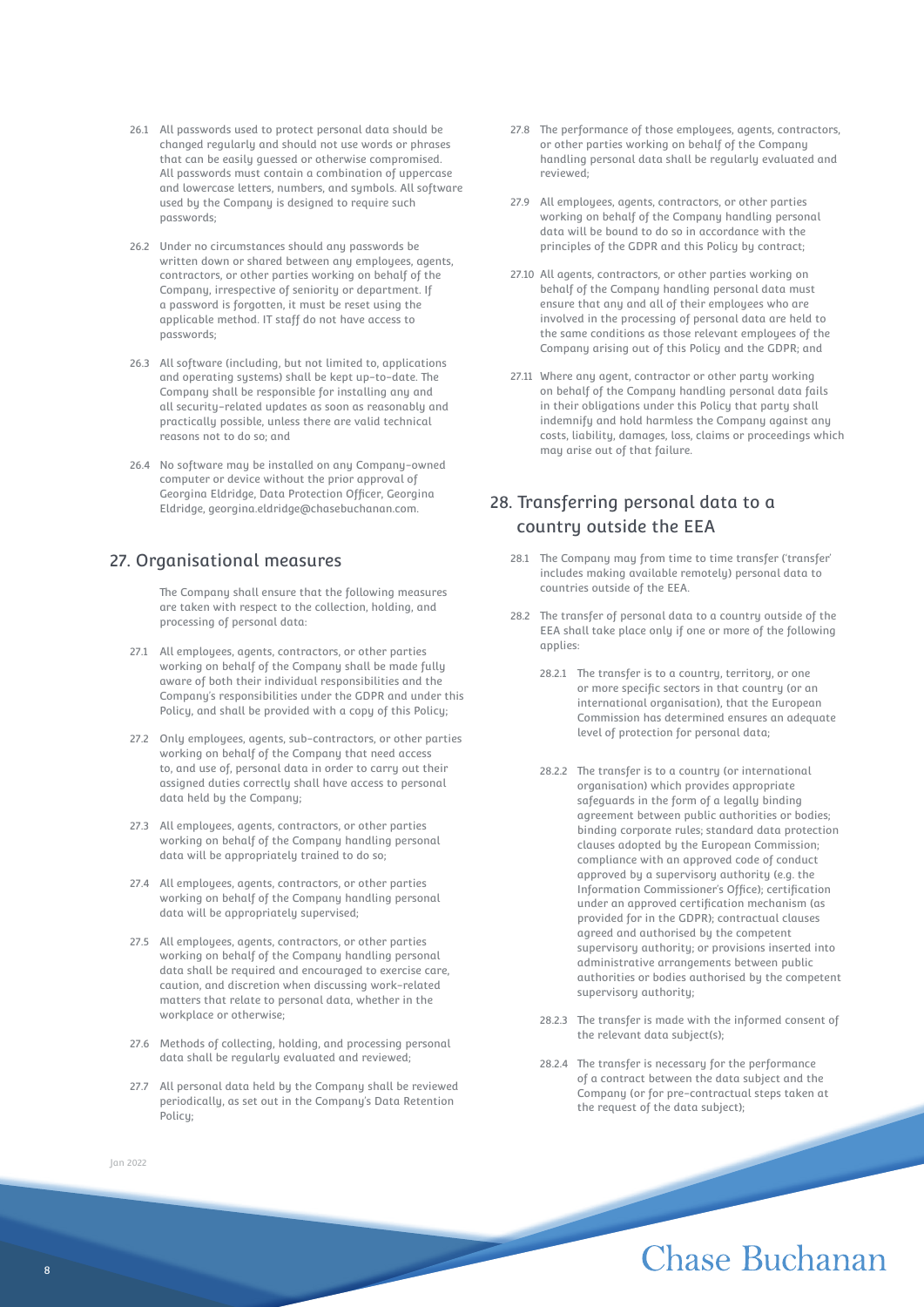26.1 All passwords used to protect personal data should be changed regularly and should not use words or phrases that can be easily guessed or otherwise compromised. All passwords must contain a combination of uppercase and lowercase letters, numbers, and symbols. All software used by the Company is designed to require such passwords;

26.2 Under no circumstances should any passwords be written down or shared between any employees, agents, contractors, or other parties working on behalf of the Company, irrespective of seniority or department. If a password is forgotten, it must be reset using the applicable method. IT staff do not have access to passwords;

26.3 All software (including, but not limited to, applications and operating systems) shall be kept up-to-date. The Company shall be responsible for installing any and all security-related updates as soon as reasonably and practically possible, unless there are valid technical reasons not to do so; and

26.4 No software may be installed on any Company-owned computer or device without the prior approval of Georgina Eldridge, Data Protection Officer, Georgina Eldridge, georgina.eldridge@chasebuchanan.com.

## 27. Organisational measures

The Company shall ensure that the following measures are taken with respect to the collection, holding, and processing of personal data:

27.1 All employees, agents, contractors, or other parties working on behalf of the Company shall be made fully aware of both their individual responsibilities and the Company's responsibilities under the GDPR and under this Policy, and shall be provided with a copy of this Policy;

27.2 Only employees, agents, sub-contractors, or other parties working on behalf of the Company that need access to, and use of, personal data in order to carry out their assigned duties correctly shall have access to personal data held by the Company;

27.3 All employees, agents, contractors, or other parties working on behalf of the Company handling personal data will be appropriately trained to do so;

27.4 All employees, agents, contractors, or other parties working on behalf of the Company handling personal data will be appropriately supervised;

27.5 All employees, agents, contractors, or other parties working on behalf of the Company handling personal data shall be required and encouraged to exercise care, caution, and discretion when discussing work-related matters that relate to personal data, whether in the workplace or otherwise;

27.6 Methods of collecting, holding, and processing personal data shall be regularly evaluated and reviewed;

27.7 All personal data held by the Company shall be reviewed periodically, as set out in the Company's Data Retention Policy;

27.8 The performance of those employees, agents, contractors, or other parties working on behalf of the Company handling personal data shall be regularly evaluated and reviewed;

27.9 All employees, agents, contractors, or other parties working on behalf of the Company handling personal data will be bound to do so in accordance with the principles of the GDPR and this Policy by contract;

27.10 All agents, contractors, or other parties working on behalf of the Company handling personal data must ensure that any and all of their employees who are involved in the processing of personal data are held to the same conditions as those relevant employees of the Company arising out of this Policy and the GDPR; and

27.11 Where any agent, contractor or other party working on behalf of the Company handling personal data fails in their obligations under this Policy that party shall indemnify and hold harmless the Company against any costs, liability, damages, loss, claims or proceedings which may arise out of that failure.

## 28. Transferring personal data to a country outside the EEA

28.1 The Company may from time to time transfer ('transfer' includes making available remotely) personal data to countries outside of the EEA.

28.2 The transfer of personal data to a country outside of the EEA shall take place only if one or more of the following applies:

28.2.1 The transfer is to a country, territory, or one or more specific sectors in that country (or an international organisation), that the European Commission has determined ensures an adequate level of protection for personal data;

28.2.2 The transfer is to a country (or international organisation) which provides appropriate safeguards in the form of a legally binding agreement between public authorities or bodies; binding corporate rules; standard data protection clauses adopted by the European Commission; compliance with an approved code of conduct approved by a supervisory authority (e.g. the Information Commissioner's Office); certification under an approved certification mechanism (as provided for in the GDPR); contractual clauses agreed and authorised by the competent supervisory authority; or provisions inserted into administrative arrangements between public authorities or bodies authorised by the competent supervisory authority;

28.2.3 The transfer is made with the informed consent of the relevant data subject(s);

28.2.4 The transfer is necessary for the performance of a contract between the data subject and the Company (or for pre-contractual steps taken at the request of the data subject);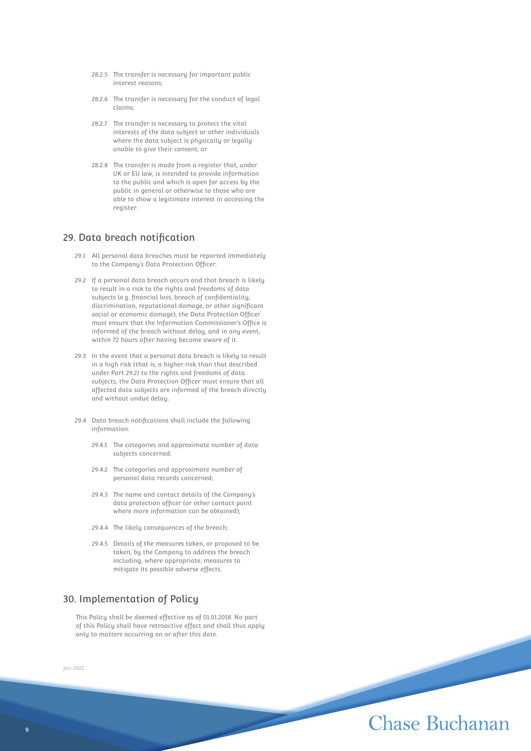28.2.5 The transfer is necessary for important public interest reasons;

28.2.6 The transfer is necessary for the conduct of legal claims;

28.2.7 The transfer is necessary to protect the vital interests of the data subject or other individuals where the data subject is physically or legally unable to give their consent; or

28.2.8 The transfer is made from a register that, under UK or EU law, is intended to provide information to the public and which is open for access by the public in general or otherwise to those who are able to show a legitimate interest in accessing the register.

## 29. Data breach notification

29.1 All personal data breaches must be reported immediately to the Company's Data Protection Officer.

29.2 If a personal data breach occurs and that breach is likely to result in a risk to the rights and freedoms of data subjects (e.g. financial loss, breach of confidentiality, discrimination, reputational damage, or other significant social or economic damage), the Data Protection Officer must ensure that the Information Commissioner's Office is informed of the breach without delay, and in any event, within 72 hours after having become aware of it.

29.3 In the event that a personal data breach is likely to result in a high risk (that is, a higher risk than that described under Part 29.2) to the rights and freedoms of data subjects, the Data Protection Officer must ensure that all affected data subjects are informed of the breach directly and without undue delay.

29.4 Data breach notifications shall include the following information:

29.4.1 The categories and approximate number of data subjects concerned;

29.4.2 The categories and approximate number of personal data records concerned;

29.4.3 The name and contact details of the Company's data protection officer (or other contact point where more information can be obtained);

29.4.4 The likely consequences of the breach;

29.4.5 Details of the measures taken, or proposed to be taken, by the Company to address the breach including, where appropriate, measures to mitigate its possible adverse effects.

## 30. Implementation of Policy

This Policy shall be deemed effective as of 01.01.2018. No part of this Policy shall have retroactive effect and shall thus apply only to matters occurring on or after this date.

Jan 2022

Chase Buchanan